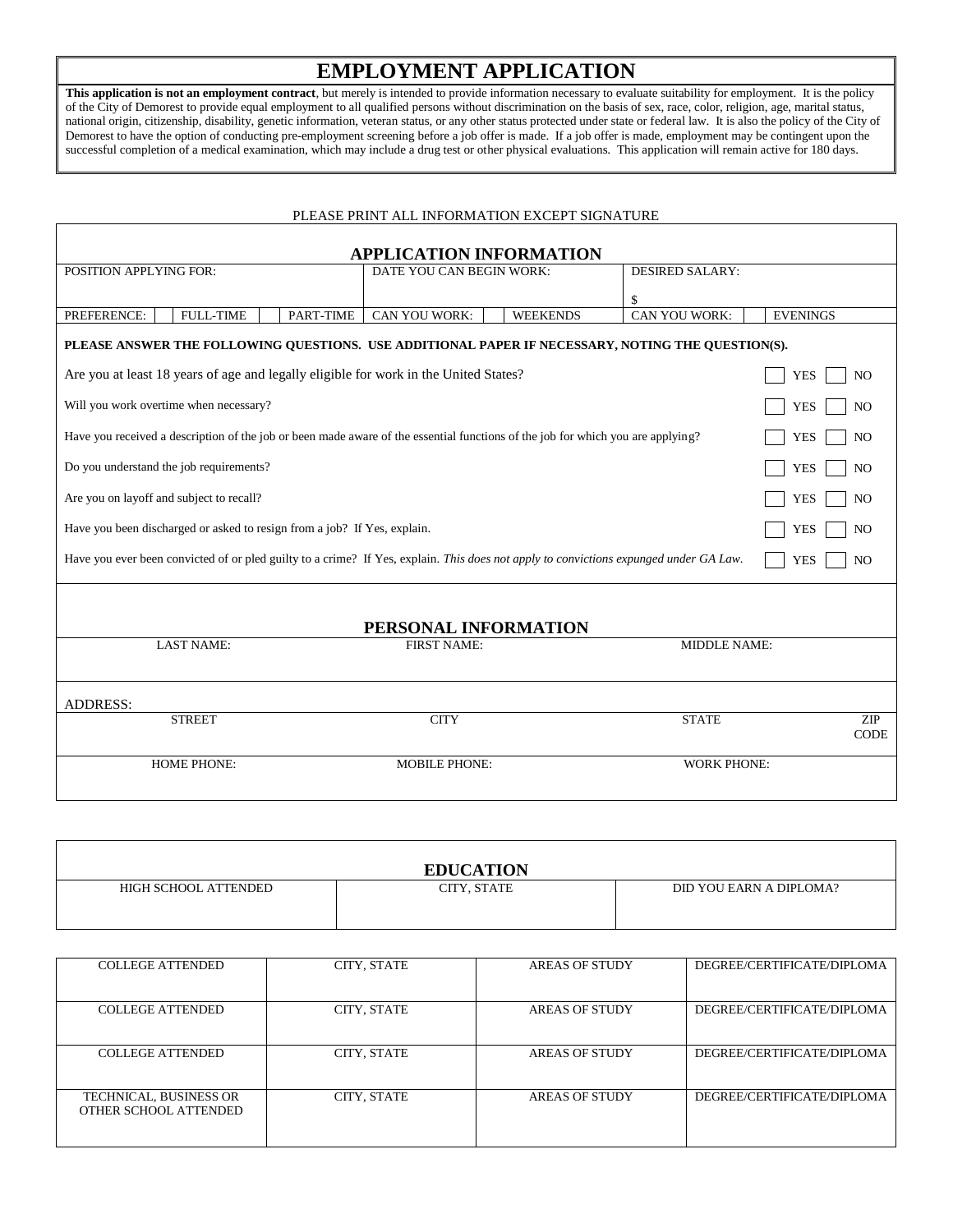# EMPLOYMENT APPLICATION

**This application is not an employment contract**, but merely is intended to provide information necessary to evaluate suitability for employment. It is the policy of the City of Demorest to provide equal employment to all qualified persons without discrimination on the basis of sex, race, color, religion, age, marital status, national origin, citizenship, disability, genetic information, veteran status, or any other status protected under state or federal law. It is also the policy of the City of Demorest to have the option of conducting pre-employment screening before a job offer is made. If a job offer is made, employment may be contingent upon the successful completion of a medical examination, which may include a drug test or other physical evaluations. This application will remain active for 180 days.

PLEASE PRINT ALL INFORMATION EXCEPT SIGNATURE

## APPLICATION INFORMATION

| POSITION APPLYING FOR: | | | | DATE YOU CAN BEGIN WORK: | | | DESIRED SALARY: $ | | |
|---|---|---|---|---|---|---|---|---|---|
| PREFERENCE: | ☐ | FULL-TIME | ☐ PART-TIME | CAN YOU WORK: | ☐ | WEEKENDS | CAN YOU WORK: | ☐ | EVENINGS |

**PLEASE ANSWER THE FOLLOWING QUESTIONS. USE ADDITIONAL PAPER IF NECESSARY, NOTING THE QUESTION(S).**

| Question | | |
|---|---|---|
| Are you at least 18 years of age and legally eligible for work in the United States? | ☐ YES | ☐ NO |
| Will you work overtime when necessary? | ☐ YES | ☐ NO |
| Have you received a description of the job or been made aware of the essential functions of the job for which you are applying? | ☐ YES | ☐ NO |
| Do you understand the job requirements? | ☐ YES | ☐ NO |
| Are you on layoff and subject to recall? | ☐ YES | ☐ NO |
| Have you been discharged or asked to resign from a job? If Yes, explain. | ☐ YES | ☐ NO |
| Have you ever been convicted of or pled guilty to a crime? If Yes, explain. *This does not apply to convictions expunged under GA Law.* | ☐ YES | ☐ NO |

## PERSONAL INFORMATION

| LAST NAME: | FIRST NAME: | MIDDLE NAME: | |
|---|---|---|---|
| ADDRESS: | | | |
| STREET | CITY | STATE | ZIP CODE |
| HOME PHONE: | MOBILE PHONE: | WORK PHONE: | |

## EDUCATION

| HIGH SCHOOL ATTENDED | CITY, STATE | DID YOU EARN A DIPLOMA? |
|---|---|---|
| | | |

| COLLEGE ATTENDED | CITY, STATE | AREAS OF STUDY | DEGREE/CERTIFICATE/DIPLOMA |
|---|---|---|---|
| COLLEGE ATTENDED | CITY, STATE | AREAS OF STUDY | DEGREE/CERTIFICATE/DIPLOMA |
| COLLEGE ATTENDED | CITY, STATE | AREAS OF STUDY | DEGREE/CERTIFICATE/DIPLOMA |
| TECHNICAL, BUSINESS OR OTHER SCHOOL ATTENDED | CITY, STATE | AREAS OF STUDY | DEGREE/CERTIFICATE/DIPLOMA |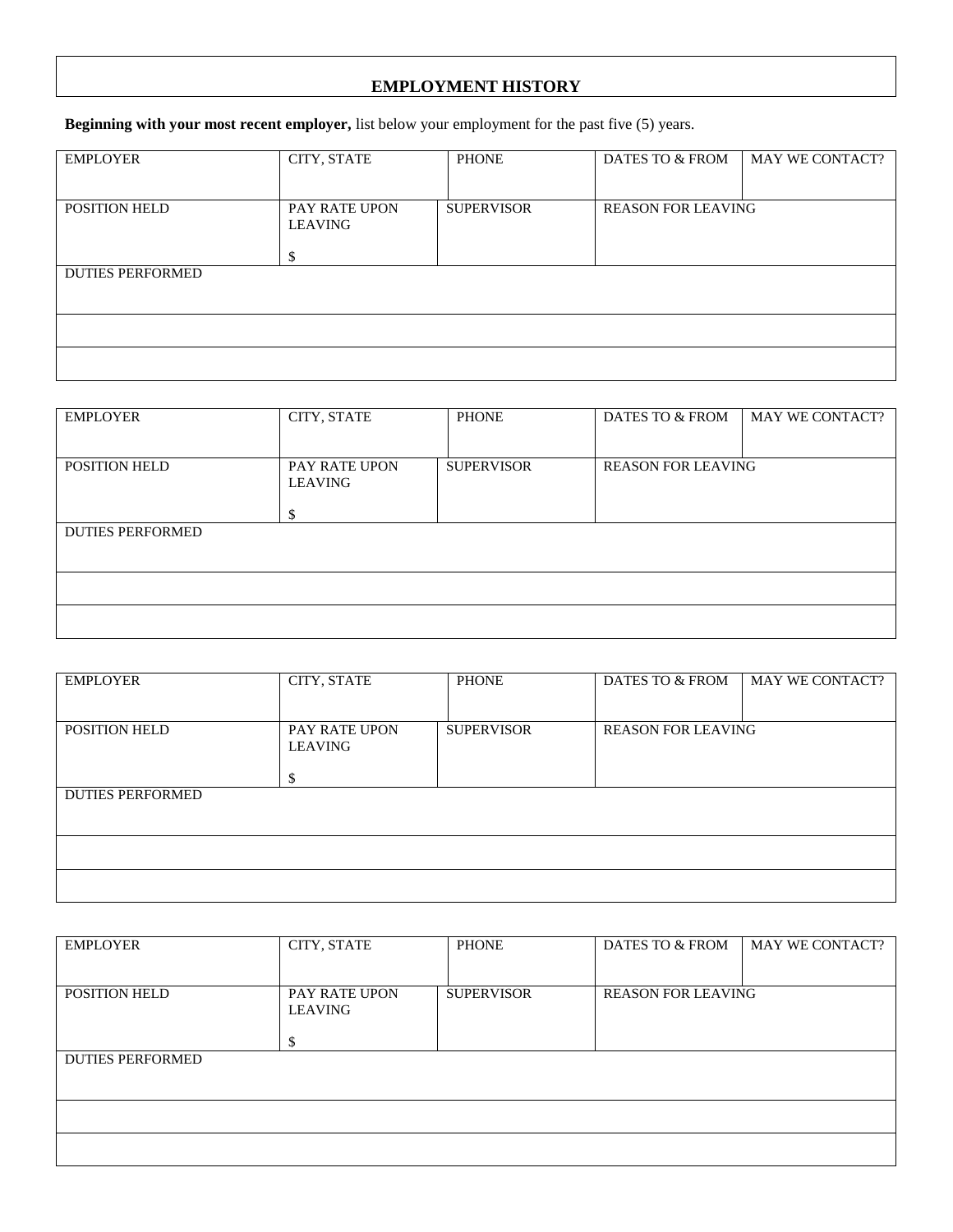## EMPLOYMENT HISTORY

**Beginning with your most recent employer,** list below your employment for the past five (5) years.

| EMPLOYER | CITY, STATE | PHONE | DATES TO & FROM | MAY WE CONTACT? |
|---|---|---|---|---|
| POSITION HELD | PAY RATE UPON LEAVING<br>$ | SUPERVISOR | REASON FOR LEAVING | |
| DUTIES PERFORMED | | | | |
| | | | | |
| | | | | |

| EMPLOYER | CITY, STATE | PHONE | DATES TO & FROM | MAY WE CONTACT? |
|---|---|---|---|---|
| POSITION HELD | PAY RATE UPON LEAVING<br>$ | SUPERVISOR | REASON FOR LEAVING | |
| DUTIES PERFORMED | | | | |
| | | | | |
| | | | | |

| EMPLOYER | CITY, STATE | PHONE | DATES TO & FROM | MAY WE CONTACT? |
|---|---|---|---|---|
| POSITION HELD | PAY RATE UPON LEAVING<br>$ | SUPERVISOR | REASON FOR LEAVING | |
| DUTIES PERFORMED | | | | |
| | | | | |
| | | | | |

| EMPLOYER | CITY, STATE | PHONE | DATES TO & FROM | MAY WE CONTACT? |
|---|---|---|---|---|
| POSITION HELD | PAY RATE UPON LEAVING<br>$ | SUPERVISOR | REASON FOR LEAVING | |
| DUTIES PERFORMED | | | | |
| | | | | |
| | | | | |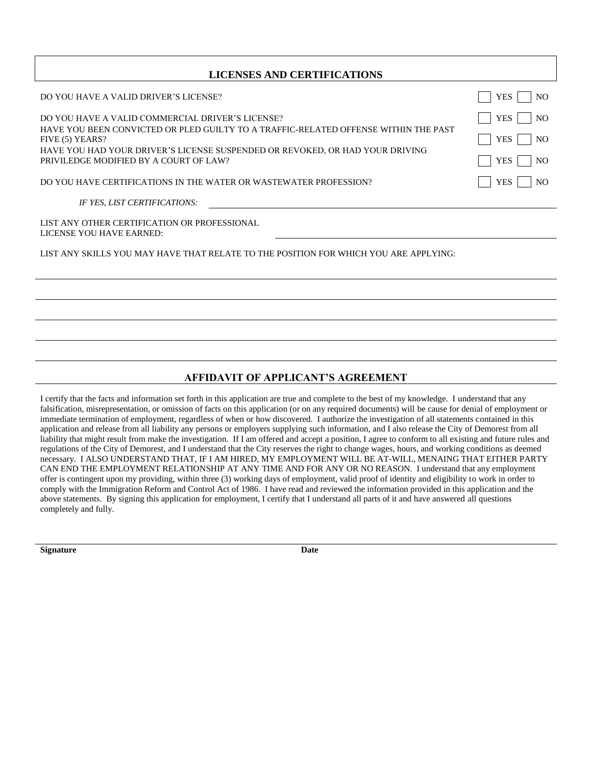## LICENSES AND CERTIFICATIONS

DO YOU HAVE A VALID DRIVER'S LICENSE? ☐ YES ☐ NO

DO YOU HAVE A VALID COMMERCIAL DRIVER'S LICENSE? ☐ YES ☐ NO

HAVE YOU BEEN CONVICTED OR PLED GUILTY TO A TRAFFIC-RELATED OFFENSE WITHIN THE PAST FIVE (5) YEARS? ☐ YES ☐ NO

HAVE YOU HAD YOUR DRIVER'S LICENSE SUSPENDED OR REVOKED, OR HAD YOUR DRIVING PRIVILEDGE MODIFIED BY A COURT OF LAW? ☐ YES ☐ NO

DO YOU HAVE CERTIFICATIONS IN THE WATER OR WASTEWATER PROFESSION? ☐ YES ☐ NO

*IF YES, LIST CERTIFICATIONS:* ____________________

LIST ANY OTHER CERTIFICATION OR PROFESSIONAL LICENSE YOU HAVE EARNED: ____________________

LIST ANY SKILLS YOU MAY HAVE THAT RELATE TO THE POSITION FOR WHICH YOU ARE APPLYING:

____________________

____________________

____________________

____________________

____________________

## AFFIDAVIT OF APPLICANT'S AGREEMENT

I certify that the facts and information set forth in this application are true and complete to the best of my knowledge. I understand that any falsification, misrepresentation, or omission of facts on this application (or on any required documents) will be cause for denial of employment or immediate termination of employment, regardless of when or how discovered. I authorize the investigation of all statements contained in this application and release from all liability any persons or employers supplying such information, and I also release the City of Demorest from all liability that might result from make the investigation. If I am offered and accept a position, I agree to conform to all existing and future rules and regulations of the City of Demorest, and I understand that the City reserves the right to change wages, hours, and working conditions as deemed necessary. I ALSO UNDERSTAND THAT, IF I AM HIRED, MY EMPLOYMENT WILL BE AT-WILL, MENAING THAT EITHER PARTY CAN END THE EMPLOYMENT RELATIONSHIP AT ANY TIME AND FOR ANY OR NO REASON. I understand that any employment offer is contingent upon my providing, within three (3) working days of employment, valid proof of identity and eligibility to work in order to comply with the Immigration Reform and Control Act of 1986. I have read and reviewed the information provided in this application and the above statements. By signing this application for employment, I certify that I understand all parts of it and have answered all questions completely and fully.

____________________

**Signature** **Date**